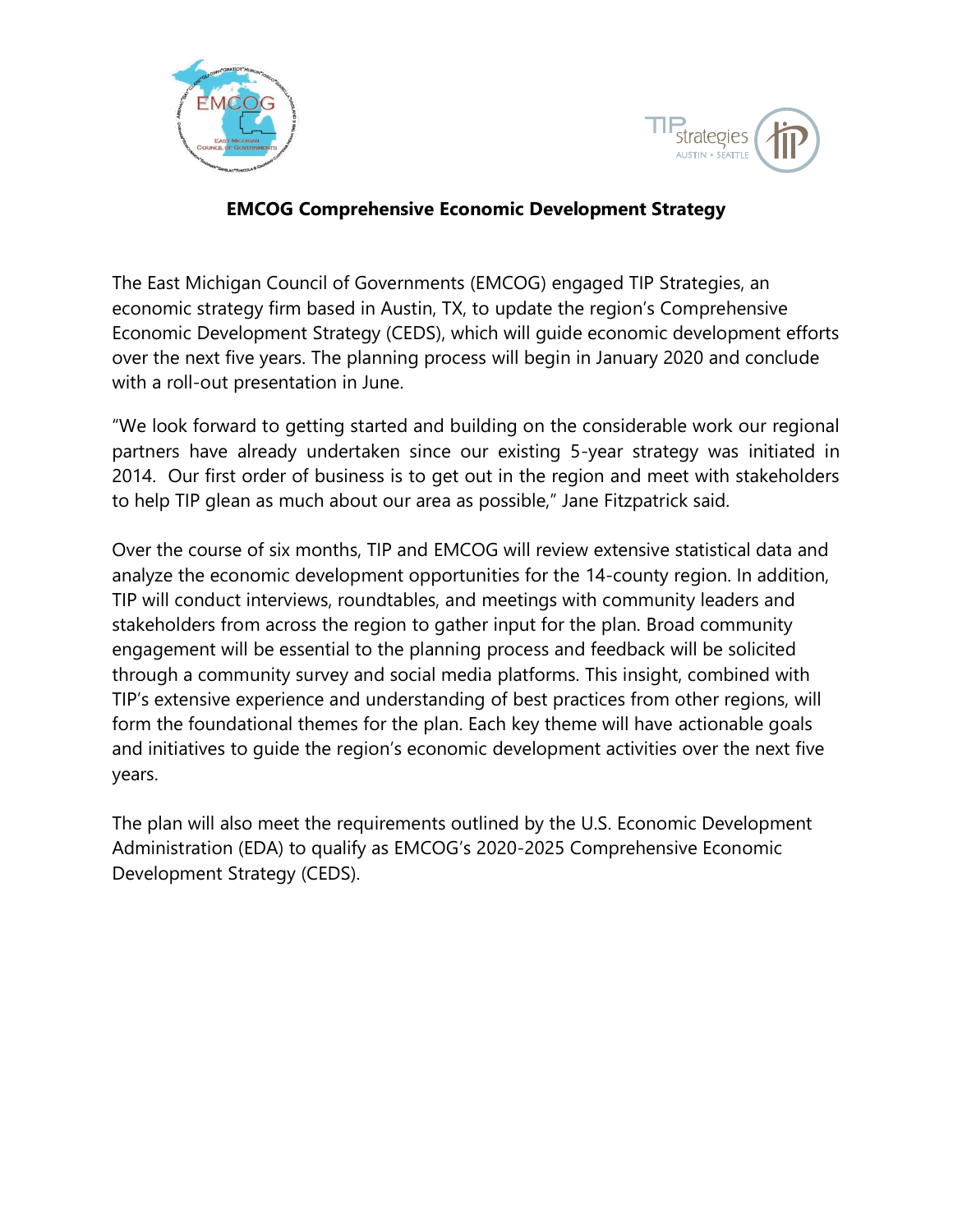# EMCOG Comprehensive Economic Development Strategy

The East Michigan Council of Governments (EMCOG) engaged TIP Strategies, an economic strategy firm based in Austin, TX, to update the region's Comprehensive Economic Development Strategy (CEDS), which will guide economic development efforts over the next five years. The planning process will begin in January 2020 and conclude with a roll-out presentation in June.

"We look forward to getting started and building on the considerable work our regional partners have already undertaken since our existing 5-year strategy was initiated in 2014. Our first order of business is to get out in the region and meet with stakeholders to help TIP glean as much about our area as possible," Jane Fitzpatrick said.

Over the course of six months, TIP and EMCOG will review extensive statistical data and analyze the economic development opportunities for the 14-county region. In addition, TIP will conduct interviews, roundtables, and meetings with community leaders and stakeholders from across the region to gather input for the plan. Broad community engagement will be essential to the planning process and feedback will be solicited through a community survey and social media platforms. This insight, combined with TIP's extensive experience and understanding of best practices from other regions, will form the foundational themes for the plan. Each key theme will have actionable goals and initiatives to guide the region's economic development activities over the next five years.

The plan will also meet the requirements outlined by the U.S. Economic Development Administration (EDA) to qualify as EMCOG's 2020-2025 Comprehensive Economic Development Strategy (CEDS).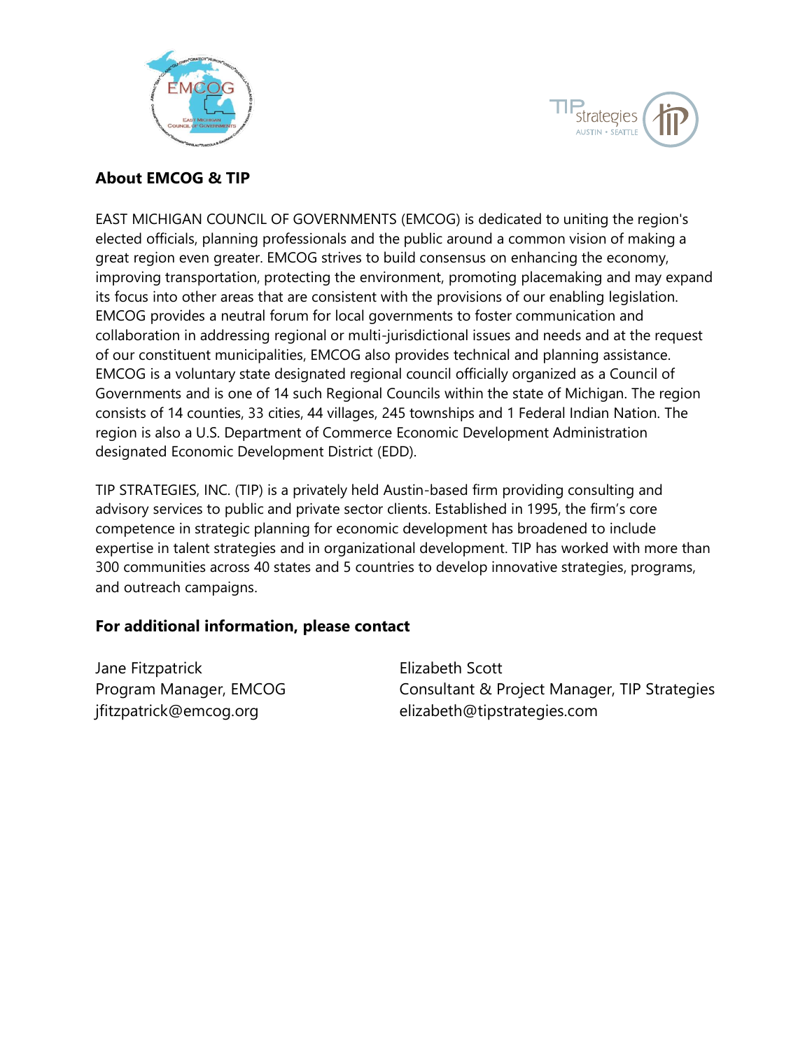## About EMCOG & TIP

EAST MICHIGAN COUNCIL OF GOVERNMENTS (EMCOG) is dedicated to uniting the region's elected officials, planning professionals and the public around a common vision of making a great region even greater. EMCOG strives to build consensus on enhancing the economy, improving transportation, protecting the environment, promoting placemaking and may expand its focus into other areas that are consistent with the provisions of our enabling legislation. EMCOG provides a neutral forum for local governments to foster communication and collaboration in addressing regional or multi-jurisdictional issues and needs and at the request of our constituent municipalities, EMCOG also provides technical and planning assistance. EMCOG is a voluntary state designated regional council officially organized as a Council of Governments and is one of 14 such Regional Councils within the state of Michigan. The region consists of 14 counties, 33 cities, 44 villages, 245 townships and 1 Federal Indian Nation. The region is also a U.S. Department of Commerce Economic Development Administration designated Economic Development District (EDD).

TIP STRATEGIES, INC. (TIP) is a privately held Austin-based firm providing consulting and advisory services to public and private sector clients. Established in 1995, the firm's core competence in strategic planning for economic development has broadened to include expertise in talent strategies and in organizational development. TIP has worked with more than 300 communities across 40 states and 5 countries to develop innovative strategies, programs, and outreach campaigns.

## For additional information, please contact

Jane Fitzpatrick
Program Manager, EMCOG
jfitzpatrick@emcog.org

Elizabeth Scott
Consultant & Project Manager, TIP Strategies
elizabeth@tipstrategies.com